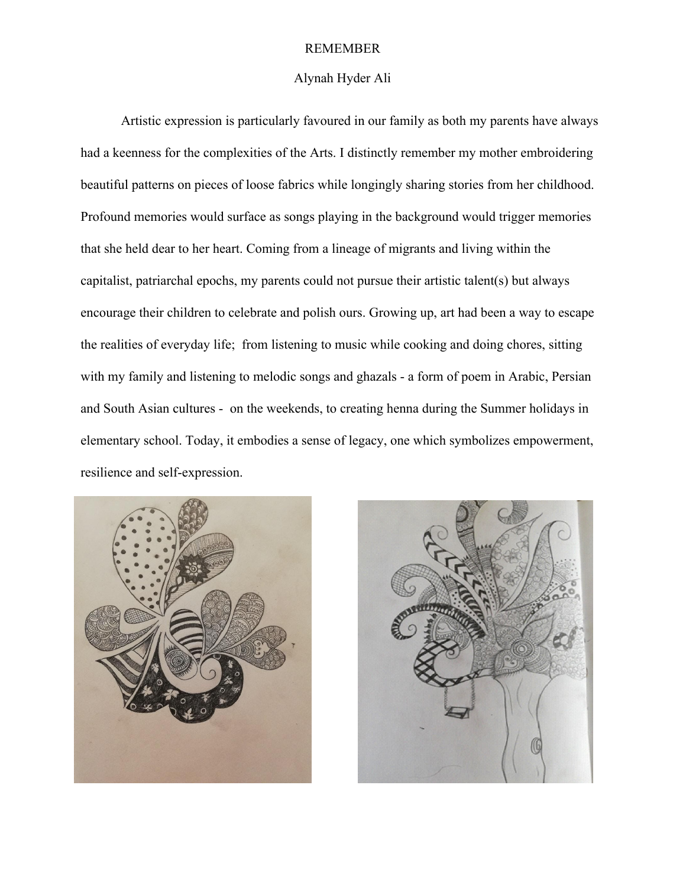# REMEMBER

Alynah Hyder Ali

Artistic expression is particularly favoured in our family as both my parents have always had a keenness for the complexities of the Arts. I distinctly remember my mother embroidering beautiful patterns on pieces of loose fabrics while longingly sharing stories from her childhood. Profound memories would surface as songs playing in the background would trigger memories that she held dear to her heart. Coming from a lineage of migrants and living within the capitalist, patriarchal epochs, my parents could not pursue their artistic talent(s) but always encourage their children to celebrate and polish ours. Growing up, art had been a way to escape the realities of everyday life; from listening to music while cooking and doing chores, sitting with my family and listening to melodic songs and ghazals - a form of poem in Arabic, Persian and South Asian cultures - on the weekends, to creating henna during the Summer holidays in elementary school. Today, it embodies a sense of legacy, one which symbolizes empowerment, resilience and self-expression.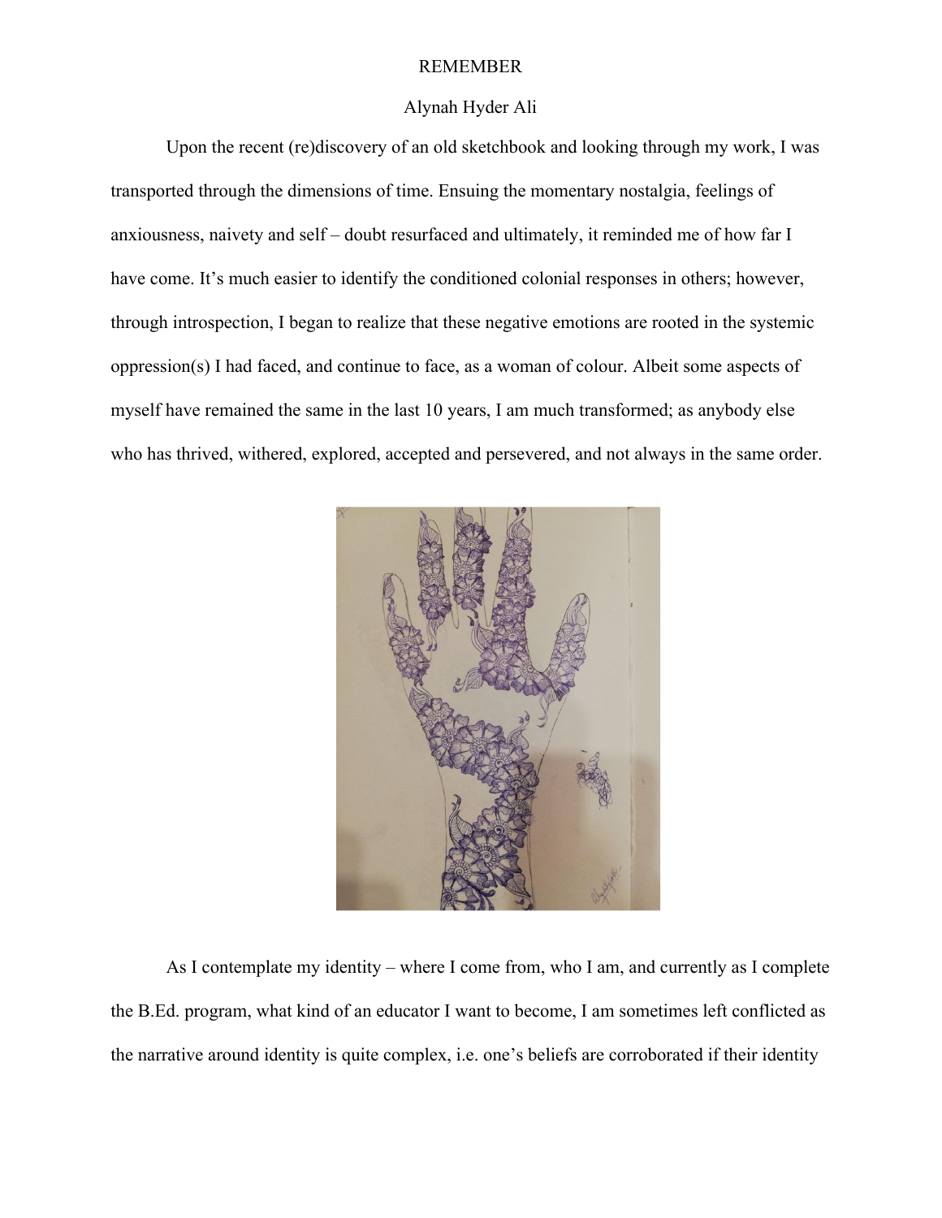# REMEMBER

Alynah Hyder Ali

Upon the recent (re)discovery of an old sketchbook and looking through my work, I was transported through the dimensions of time. Ensuing the momentary nostalgia, feelings of anxiousness, naivety and self – doubt resurfaced and ultimately, it reminded me of how far I have come. It's much easier to identify the conditioned colonial responses in others; however, through introspection, I began to realize that these negative emotions are rooted in the systemic oppression(s) I had faced, and continue to face, as a woman of colour. Albeit some aspects of myself have remained the same in the last 10 years, I am much transformed; as anybody else who has thrived, withered, explored, accepted and persevered, and not always in the same order.

As I contemplate my identity – where I come from, who I am, and currently as I complete the B.Ed. program, what kind of an educator I want to become, I am sometimes left conflicted as the narrative around identity is quite complex, i.e. one's beliefs are corroborated if their identity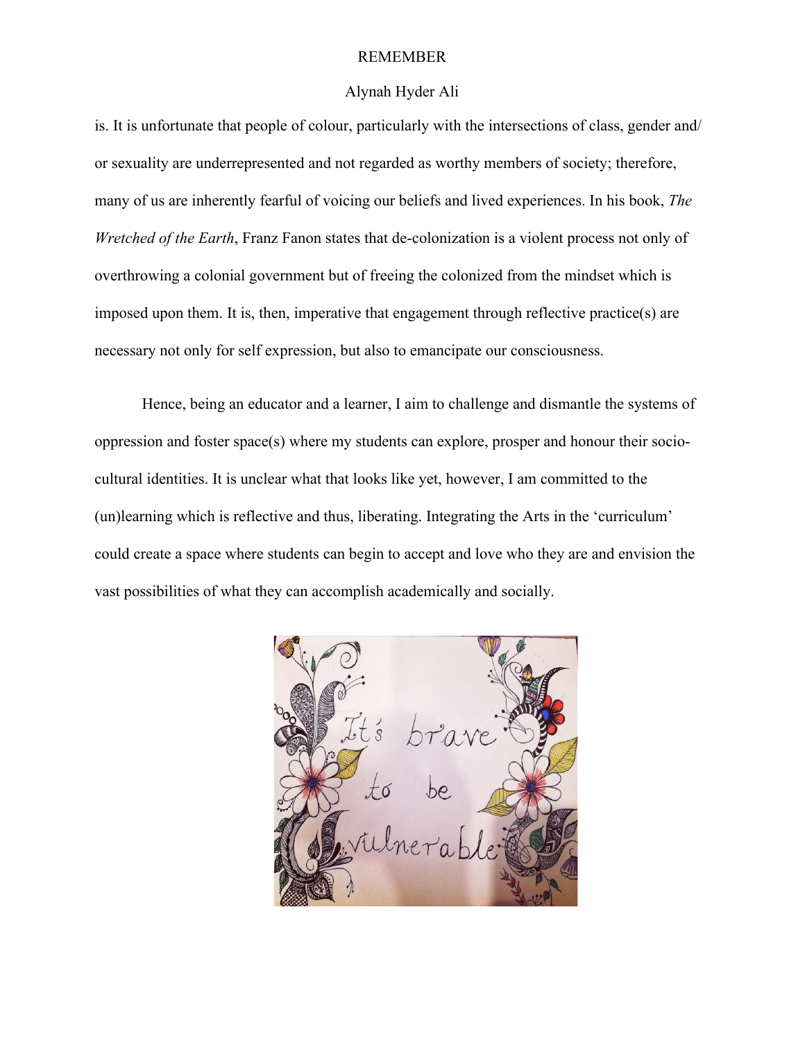is. It is unfortunate that people of colour, particularly with the intersections of class, gender and/ or sexuality are underrepresented and not regarded as worthy members of society; therefore, many of us are inherently fearful of voicing our beliefs and lived experiences. In his book, *The Wretched of the Earth*, Franz Fanon states that de-colonization is a violent process not only of overthrowing a colonial government but of freeing the colonized from the mindset which is imposed upon them. It is, then, imperative that engagement through reflective practice(s) are necessary not only for self expression, but also to emancipate our consciousness.

Hence, being an educator and a learner, I aim to challenge and dismantle the systems of oppression and foster space(s) where my students can explore, prosper and honour their socio-cultural identities. It is unclear what that looks like yet, however, I am committed to the (un)learning which is reflective and thus, liberating. Integrating the Arts in the 'curriculum' could create a space where students can begin to accept and love who they are and envision the vast possibilities of what they can accomplish academically and socially.

It's brave to be vulnerable